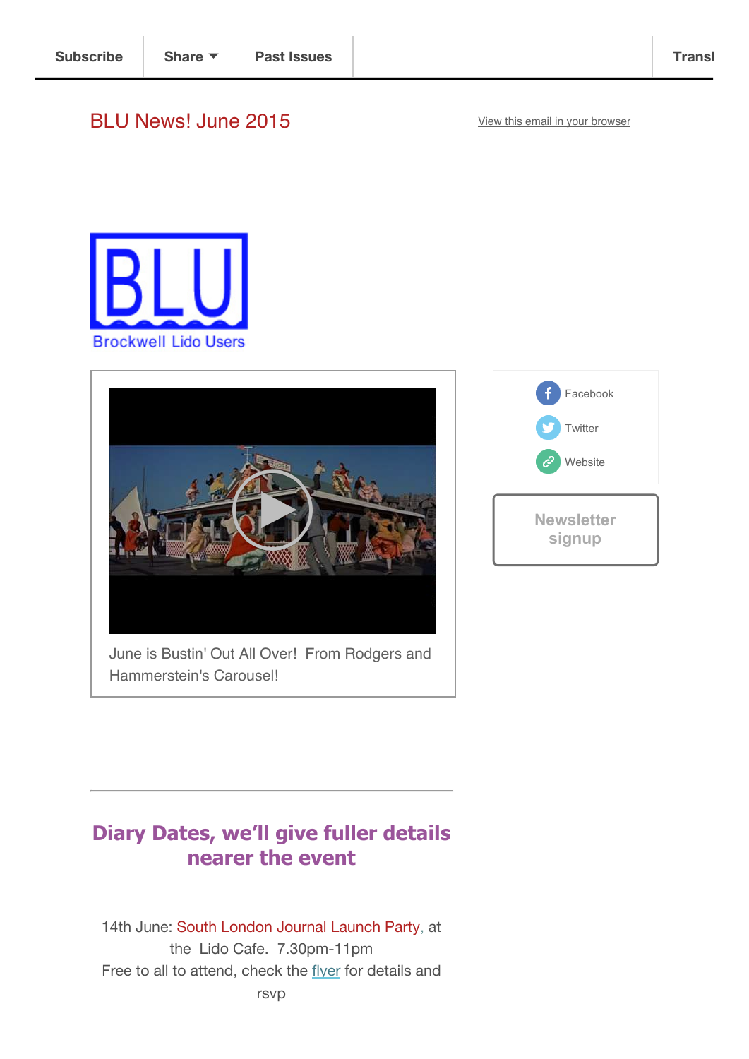Subscribe | Share | Past Issues | Transl

# BLU News! June 2015

View this email in your browser

BLU
Brockwell Lido Users

June is Bustin' Out All Over! From Rodgers and Hammerstein's Carousel!

Facebook
Twitter
Website

Newsletter signup

---

## Diary Dates, we'll give fuller details nearer the event

14th June: South London Journal Launch Party, at the Lido Cafe. 7.30pm-11pm
Free to all to attend, check the flyer for details and rsvp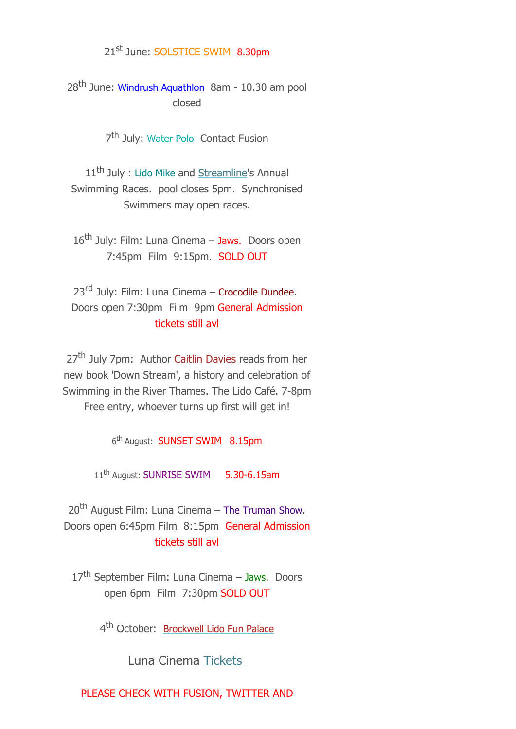21st June: SOLSTICE SWIM 8.30pm

28th June: Windrush Aquathlon 8am - 10.30 am pool closed

7th July: Water Polo Contact Fusion

11th July : Lido Mike and Streamline's Annual Swimming Races. pool closes 5pm. Synchronised Swimmers may open races.

16th July: Film: Luna Cinema – Jaws. Doors open 7:45pm Film 9:15pm. SOLD OUT

23rd July: Film: Luna Cinema – Crocodile Dundee. Doors open 7:30pm Film 9pm General Admission tickets still avl

27th July 7pm: Author Caitlin Davies reads from her new book 'Down Stream', a history and celebration of Swimming in the River Thames. The Lido Café. 7-8pm Free entry, whoever turns up first will get in!

6th August: SUNSET SWIM 8.15pm

11th August: SUNRISE SWIM 5.30-6.15am

20th August Film: Luna Cinema – The Truman Show. Doors open 6:45pm Film 8:15pm General Admission tickets still avl

17th September Film: Luna Cinema – Jaws. Doors open 6pm Film 7:30pm SOLD OUT

4th October: Brockwell Lido Fun Palace

Luna Cinema Tickets

PLEASE CHECK WITH FUSION, TWITTER AND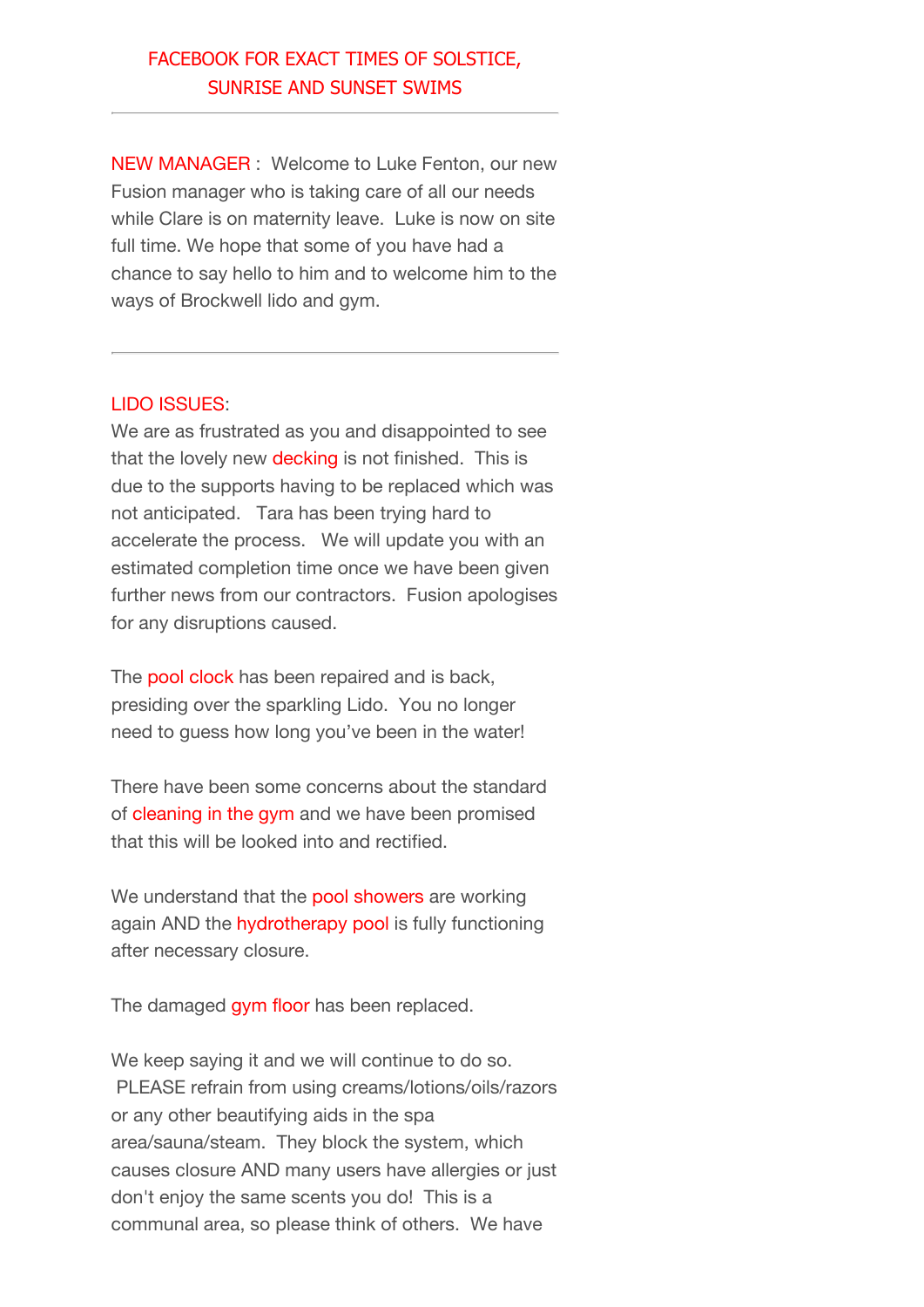FACEBOOK FOR EXACT TIMES OF SOLSTICE, SUNRISE AND SUNSET SWIMS

---

NEW MANAGER : Welcome to Luke Fenton, our new Fusion manager who is taking care of all our needs while Clare is on maternity leave. Luke is now on site full time. We hope that some of you have had a chance to say hello to him and to welcome him to the ways of Brockwell lido and gym.

---

LIDO ISSUES:

We are as frustrated as you and disappointed to see that the lovely new decking is not finished. This is due to the supports having to be replaced which was not anticipated. Tara has been trying hard to accelerate the process. We will update you with an estimated completion time once we have been given further news from our contractors. Fusion apologises for any disruptions caused.

The pool clock has been repaired and is back, presiding over the sparkling Lido. You no longer need to guess how long you've been in the water!

There have been some concerns about the standard of cleaning in the gym and we have been promised that this will be looked into and rectified.

We understand that the pool showers are working again AND the hydrotherapy pool is fully functioning after necessary closure.

The damaged gym floor has been replaced.

We keep saying it and we will continue to do so. PLEASE refrain from using creams/lotions/oils/razors or any other beautifying aids in the spa area/sauna/steam. They block the system, which causes closure AND many users have allergies or just don't enjoy the same scents you do! This is a communal area, so please think of others. We have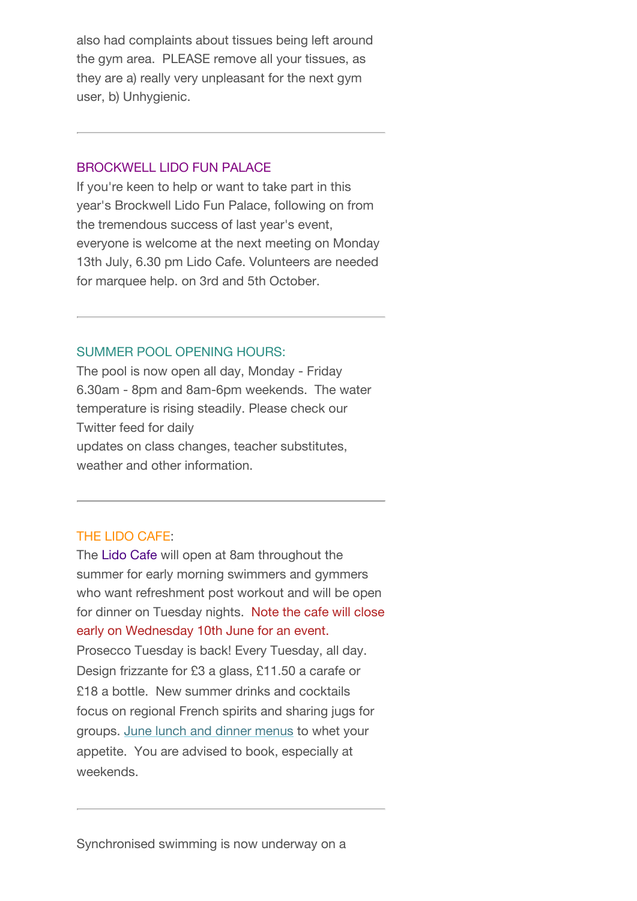also had complaints about tissues being left around the gym area.  PLEASE remove all your tissues, as they are a) really very unpleasant for the next gym user, b) Unhygienic.

---

## BROCKWELL LIDO FUN PALACE

If you're keen to help or want to take part in this year's Brockwell Lido Fun Palace, following on from the tremendous success of last year's event, everyone is welcome at the next meeting on Monday 13th July, 6.30 pm Lido Cafe. Volunteers are needed for marquee help. on 3rd and 5th October.

---

## SUMMER POOL OPENING HOURS:

The pool is now open all day, Monday - Friday 6.30am - 8pm and 8am-6pm weekends.  The water temperature is rising steadily. Please check our Twitter feed for daily
updates on class changes, teacher substitutes, weather and other information.

---

## THE LIDO CAFE:

The Lido Cafe will open at 8am throughout the summer for early morning swimmers and gymmers who want refreshment post workout and will be open for dinner on Tuesday nights.  Note the cafe will close early on Wednesday 10th June for an event.
Prosecco Tuesday is back! Every Tuesday, all day. Design frizzante for £3 a glass, £11.50 a carafe or £18 a bottle.  New summer drinks and cocktails focus on regional French spirits and sharing jugs for groups. June lunch and dinner menus to whet your appetite.  You are advised to book, especially at weekends.

---

Synchronised swimming is now underway on a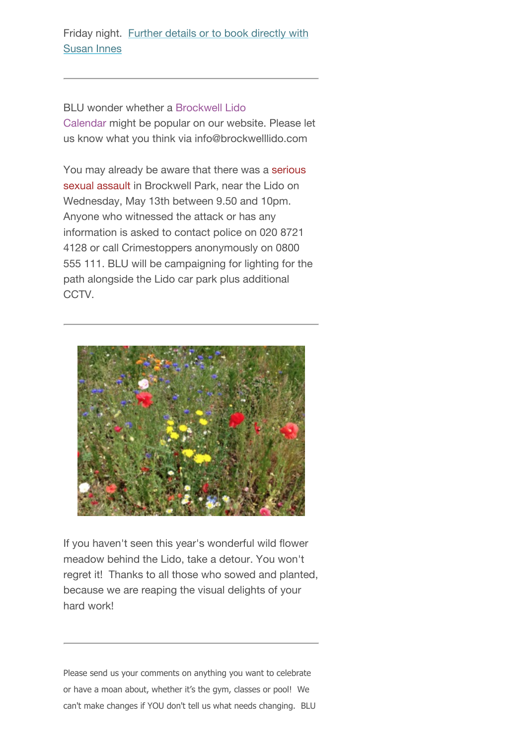Friday night. Further details or to book directly with Susan Innes

---

BLU wonder whether a Brockwell Lido Calendar might be popular on our website. Please let us know what you think via info@brockwelllido.com

You may already be aware that there was a serious sexual assault in Brockwell Park, near the Lido on Wednesday, May 13th between 9.50 and 10pm. Anyone who witnessed the attack or has any information is asked to contact police on 020 8721 4128 or call Crimestoppers anonymously on 0800 555 111. BLU will be campaigning for lighting for the path alongside the Lido car park plus additional CCTV.

---

If you haven't seen this year's wonderful wild flower meadow behind the Lido, take a detour. You won't regret it! Thanks to all those who sowed and planted, because we are reaping the visual delights of your hard work!

---

Please send us your comments on anything you want to celebrate or have a moan about, whether it's the gym, classes or pool! We can't make changes if YOU don't tell us what needs changing. BLU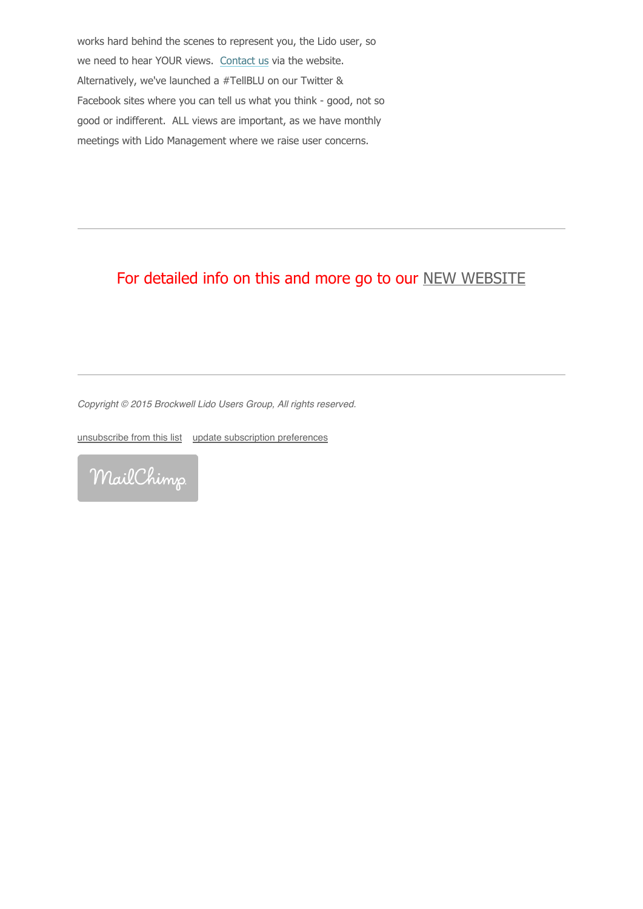works hard behind the scenes to represent you, the Lido user, so we need to hear YOUR views. Contact us via the website. Alternatively, we've launched a #TellBLU on our Twitter & Facebook sites where you can tell us what you think - good, not so good or indifferent. ALL views are important, as we have monthly meetings with Lido Management where we raise user concerns.

---

For detailed info on this and more go to our NEW WEBSITE

---

*Copyright © 2015 Brockwell Lido Users Group, All rights reserved.*

unsubscribe from this list update subscription preferences

MailChimp